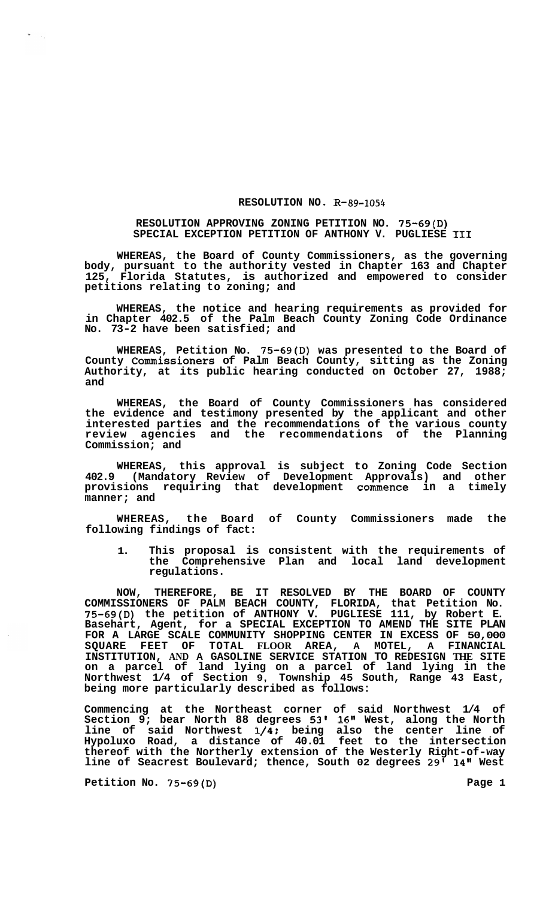# RESOLUTION NO. R-89-1054

## RESOLUTION APPROVING ZONING PETITION NO. 75-69(D) SPECIAL EXCEPTION PETITION OF ANTHONY V. PUGLIESE III

**WHEREAS, the Board of County Commissioners, as the governing body, pursuant to the authority vested in Chapter 163 and Chapter 125, Florida Statutes, is authorized and empowered to consider petitions relating to zoning; and**

**WHEREAS, the notice and hearing requirements as provided for in Chapter 402.5 of the Palm Beach County Zoning Code Ordinance No. 73-2 have been satisfied; and**

**WHEREAS, Petition No. 75-69(D) was presented to the Board of County Commissioners of Palm Beach County, sitting as the Zoning Authority, at its public hearing conducted on October 27, 1988; and**

**WHEREAS, the Board of County Commissioners has considered the evidence and testimony presented by the applicant and other interested parties and the recommendations of the various county review agencies and the recommendations of the Planning Commission; and**

**WHEREAS, this approval is subject to Zoning Code Section 402.9 (Mandatory Review of Development Approvals) and other provisions requiring that development commence in a timely manner; and**

**WHEREAS, the Board of County Commissioners made the following findings of fact:**

1. **This proposal is consistent with the requirements of the Comprehensive Plan and local land development regulations.**

**NOW, THEREFORE, BE IT RESOLVED BY THE BOARD OF COUNTY COMMISSIONERS OF PALM BEACH COUNTY, FLORIDA, that Petition No. 75-69(D) the petition of ANTHONY V. PUGLIESE 111, by Robert E. Basehart, Agent, for a SPECIAL EXCEPTION TO AMEND THE SITE PLAN FOR A LARGE SCALE COMMUNITY SHOPPING CENTER IN EXCESS OF 50,000 SQUARE FEET OF TOTAL FLOOR AREA, A MOTEL, A FINANCIAL INSTITUTION, AND A GASOLINE SERVICE STATION TO REDESIGN THE SITE on a parcel of land lying on a parcel of land lying in the Northwest 1/4 of Section 9, Township 45 South, Range 43 East, being more particularly described as follows:**

**Commencing at the Northeast corner of said Northwest 1/4 of Section 9; bear North 88 degrees 53' 16" West, along the North line of said Northwest 1/4; being also the center line of Hypoluxo Road, a distance of 40.01 feet to the intersection thereof with the Northerly extension of the Westerly Right-of-way line of Seacrest Boulevard; thence, South 02 degrees 29' 14" West**

**Petition No. 75-69(D)**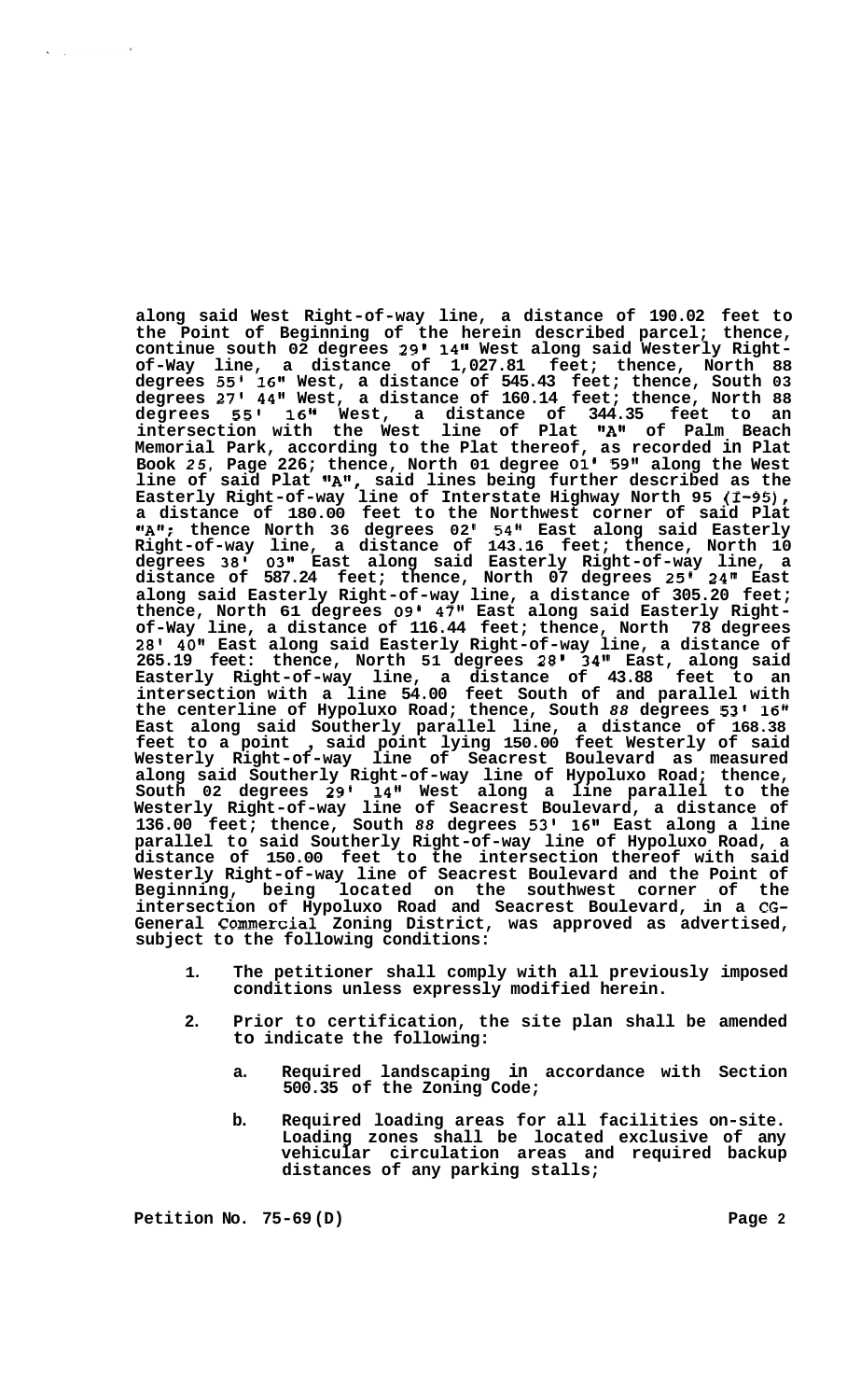**along said West Right-of-way line, a distance of 190.02 feet to the Point of Beginning of the herein described parcel; thence, continue south 02 degrees 29' 14" West along said Westerly Right-of-Way line, a distance of 1,027.81 feet; thence, North 88 degrees 55' 16" West, a distance of 545.43 feet; thence, South 03 degrees 27' 44" West, a distance of 160.14 feet; thence, North 88 degrees 55' 16" West, a distance of 344.35 feet to an intersection with the West line of Plat "A" of Palm Beach Memorial Park, according to the Plat thereof, as recorded in Plat Book 25, Page 226; thence, North 01 degree 01' 59" along the West line of said Plat "A", said lines being further described as the Easterly Right-of-way line of Interstate Highway North 95 (I-95), a distance of 180.00 feet to the Northwest corner of said Plat "A"; thence North 36 degrees 02' 54" East along said Easterly Right-of-way line, a distance of 143.16 feet; thence, North 10 degrees 38' 03" East along said Easterly Right-of-way line, a distance of 587.24 feet; thence, North 07 degrees 25' 24" East along said Easterly Right-of-way line, a distance of 305.20 feet; thence, North 61 degrees 09' 47" East along said Easterly Right-of-Way line, a distance of 116.44 feet; thence, North 78 degrees 28' 40" East along said Easterly Right-of-way line, a distance of 265.19 feet: thence, North 51 degrees 28' 34" East, along said Easterly Right-of-way line, a distance of 43.88 feet to an intersection with a line 54.00 feet South of and parallel with the centerline of Hypoluxo Road; thence, South 88 degrees 53' 16" East along said Southerly parallel line, a distance of 168.38 feet to a point , said point lying 150.00 feet Westerly of said Westerly Right-of-way line of Seacrest Boulevard as measured along said Southerly Right-of-way line of Hypoluxo Road; thence, South 02 degrees 29' 14" West along a line parallel to the Westerly Right-of-way line of Seacrest Boulevard, a distance of 136.00 feet; thence, South 88 degrees 53' 16" East along a line parallel to said Southerly Right-of-way line of Hypoluxo Road, a distance of 150.00 feet to the intersection thereof with said Westerly Right-of-way line of Seacrest Boulevard and the Point of Beginning, being located on the southwest corner of the intersection of Hypoluxo Road and Seacrest Boulevard, in a CG-General Commercial Zoning District, was approved as advertised, subject to the following conditions:**

1. **The petitioner shall comply with all previously imposed conditions unless expressly modified herein.**

2. **Prior to certification, the site plan shall be amended to indicate the following:**

   a. **Required landscaping in accordance with Section 500.35 of the Zoning Code;**

   b. **Required loading areas for all facilities on-site. Loading zones shall be located exclusive of any vehicular circulation areas and required backup distances of any parking stalls;**

**Petition No. 75-69(D)**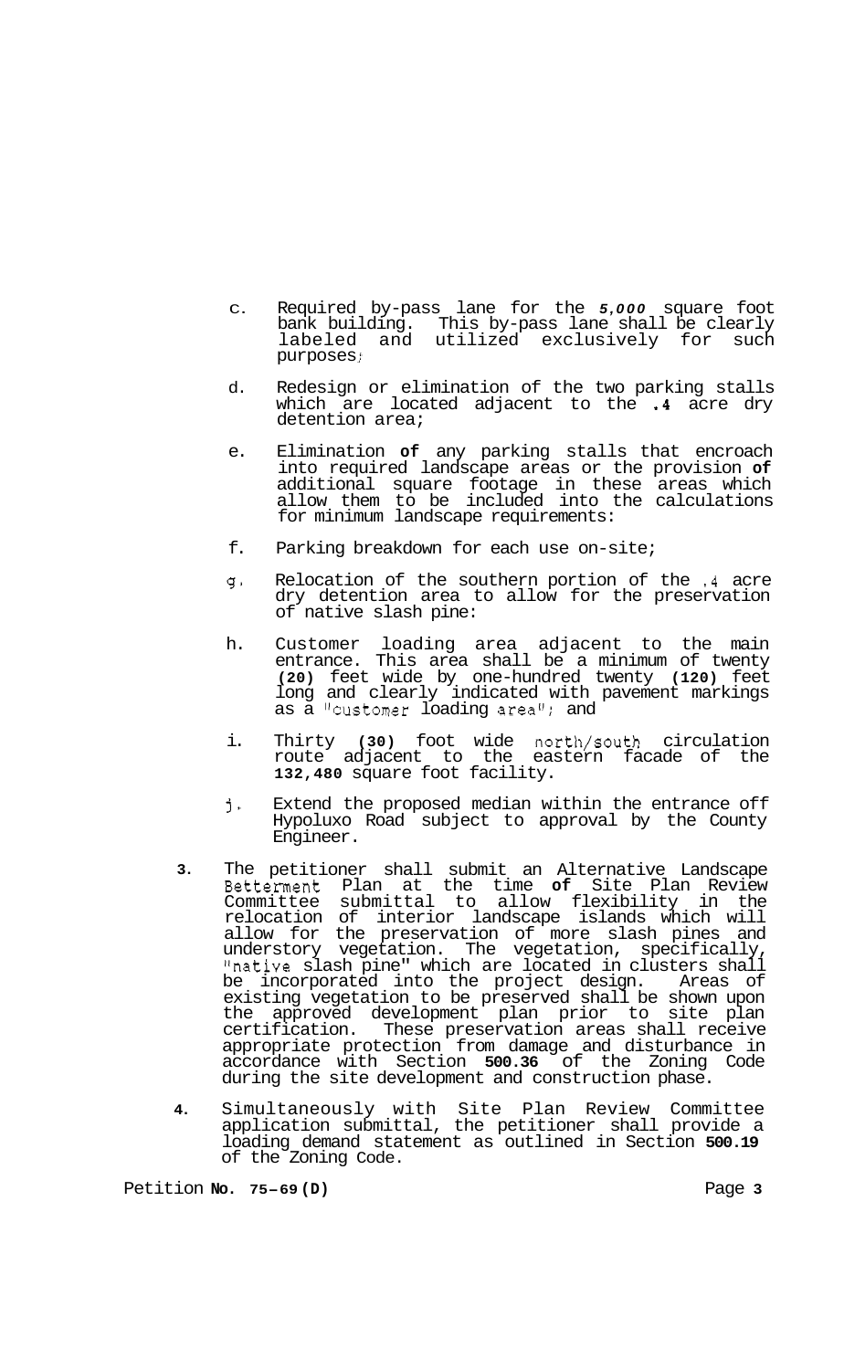c. Required by-pass lane for the *5,000* square foot bank building. This by-pass lane shall be clearly labeled and utilized exclusively for such purposes;

d. Redesign or elimination of the two parking stalls which are located adjacent to the **.4** acre dry detention area;

e. Elimination **of** any parking stalls that encroach into required landscape areas or the provision **of** additional square footage in these areas which allow them to be included into the calculations for minimum landscape requirements:

f. Parking breakdown for each use on-site;

g. Relocation of the southern portion of the .4 acre dry detention area to allow for the preservation of native slash pine:

h. Customer loading area adjacent to the main entrance. This area shall be a minimum of twenty **(20)** feet wide by one-hundred twenty **(120)** feet long and clearly indicated with pavement markings as a "customer loading area"; and

i. Thirty **(30)** foot wide north/south circulation route adjacent to the eastern facade of the **132,480** square foot facility.

j. Extend the proposed median within the entrance off Hypoluxo Road subject to approval by the County Engineer.

**3.** The petitioner shall submit an Alternative Landscape Betterment Plan at the time **of** Site Plan Review Committee submittal to allow flexibility in the relocation of interior landscape islands which will allow for the preservation of more slash pines and understory vegetation. The vegetation, specifically, "native slash pine" which are located in clusters shall be incorporated into the project design. Areas of existing vegetation to be preserved shall be shown upon the approved development plan prior to site plan certification. These preservation areas shall receive appropriate protection from damage and disturbance in accordance with Section **500.36** of the Zoning Code during the site development and construction phase.

**4.** Simultaneously with Site Plan Review Committee application submittal, the petitioner shall provide a loading demand statement as outlined in Section **500.19** of the Zoning Code.

Petition **No. 75-69 (D)**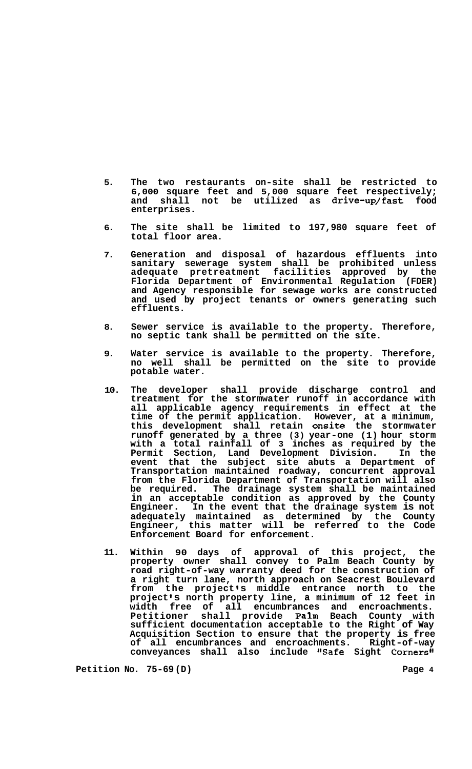5. The two restaurants on-site shall be restricted to 6,000 square feet and 5,000 square feet respectively; and shall not be utilized as drive-up/fast food enterprises.

6. The site shall be limited to 197,980 square feet of total floor area.

7. Generation and disposal of hazardous effluents into sanitary sewerage system shall be prohibited unless adequate pretreatment facilities approved by the Florida Department of Environmental Regulation (FDER) and Agency responsible for sewage works are constructed and used by project tenants or owners generating such effluents.

8. Sewer service is available to the property. Therefore, no septic tank shall be permitted on the site.

9. Water service is available to the property. Therefore, no well shall be permitted on the site to provide potable water.

10. The developer shall provide discharge control and treatment for the stormwater runoff in accordance with all applicable agency requirements in effect at the time of the permit application. However, at a minimum, this development shall retain onsite the stormwater runoff generated by a three (3) year-one (1) hour storm with a total rainfall of 3 inches as required by the Permit Section, Land Development Division. In the event that the subject site abuts a Department of Transportation maintained roadway, concurrent approval from the Florida Department of Transportation will also be required. The drainage system shall be maintained in an acceptable condition as approved by the County Engineer. In the event that the drainage system is not adequately maintained as determined by the County Engineer, this matter will be referred to the Code Enforcement Board for enforcement.

11. Within 90 days of approval of this project, the property owner shall convey to Palm Beach County by road right-of-way warranty deed for the construction of a right turn lane, north approach on Seacrest Boulevard from the project's middle entrance north to the project's north property line, a minimum of 12 feet in width free of all encumbrances and encroachments. Petitioner shall provide Palm Beach County with sufficient documentation acceptable to the Right of Way Acquisition Section to ensure that the property is free of all encumbrances and encroachments. Right-of-way conveyances shall also include "Safe Sight Corners"

Petition No. 75-69(D)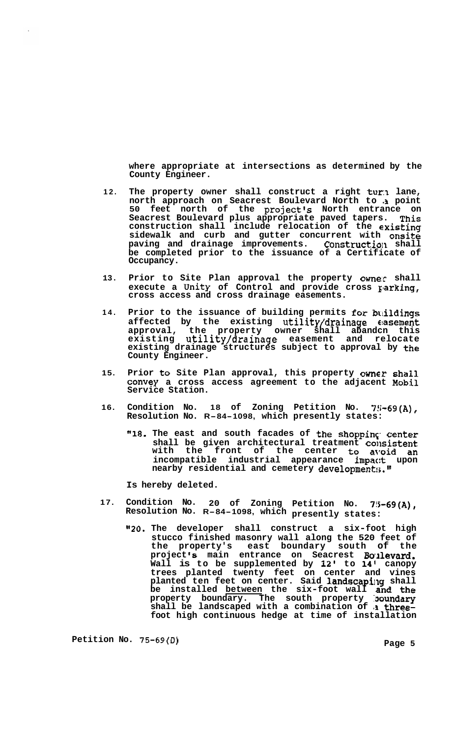where appropriate at intersections as determined by the County Engineer.

12. The property owner shall construct a right turn lane, north approach on Seacrest Boulevard North to a point 50 feet north of the project's North entrance on Seacrest Boulevard plus appropriate paved tapers. This construction shall include relocation of the existing sidewalk and curb and gutter concurrent with onsite paving and drainage improvements. Construction shall be completed prior to the issuance of a Certificate of Occupancy.

13. Prior to Site Plan approval the property owner shall execute a Unity of Control and provide cross parking, cross access and cross drainage easements.

14. Prior to the issuance of building permits for buildings affected by the existing utility/drainage easement approval, the property owner shall abandon this existing utility/drainage easement and relocate existing drainage structures subject to approval by the County Engineer.

15. Prior to Site Plan approval, this property owner shall convey a cross access agreement to the adjacent Mobil Service Station.

16. Condition No. 18 of Zoning Petition No. 75-69(A), Resolution No. R-84-1098, which presently states:

   "18. The east and south facades of the shopping center shall be given architectural treatment consistent with the front of the center to avoid an incompatible industrial appearance impact upon nearby residential and cemetery developments."

   Is hereby deleted.

17. Condition No. 20 of Zoning Petition No. 75-69(A), Resolution No. R-84-1098, which presently states:

   "20. The developer shall construct a six-foot high stucco finished masonry wall along the 520 feet of the property's east boundary south of the project's main entrance on Seacrest Boulevard. Wall is to be supplemented by 12' to 14' canopy trees planted twenty feet on center and vines planted ten feet on center. Said landscaping shall be installed <u>between</u> the six-foot wall and the property boundary. The south property boundary shall be landscaped with a combination of a three-foot high continuous hedge at time of installation

Petition No. 75-69(D)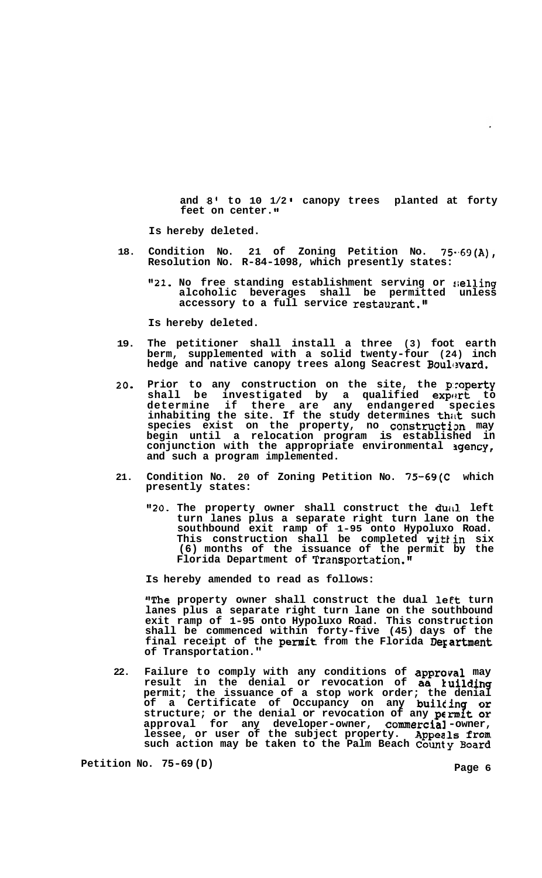and 8' to 10 1/2' canopy trees planted at forty feet on center."

Is hereby deleted.

18. Condition No. 21 of Zoning Petition No. 75-69(A), Resolution No. R-84-1098, which presently states:

    "21. No free standing establishment serving or selling alcoholic beverages shall be permitted unless accessory to a full service restaurant."

    Is hereby deleted.

19. The petitioner shall install a three (3) foot earth berm, supplemented with a solid twenty-four (24) inch hedge and native canopy trees along Seacrest Boulevard.

20. Prior to any construction on the site, the property shall be investigated by a qualified expert to determine if there are any endangered species inhabiting the site. If the study determines that such species exist on the property, no construction may begin until a relocation program is established in conjunction with the appropriate environmental agency, and such a program implemented.

21. Condition No. 20 of Zoning Petition No. 75-69(C which presently states:

    "20. The property owner shall construct the dual left turn lanes plus a separate right turn lane on the southbound exit ramp of 1-95 onto Hypoluxo Road. This construction shall be completed within six (6) months of the issuance of the permit by the Florida Department of Transportation."

    Is hereby amended to read as follows:

    "The property owner shall construct the dual left turn lanes plus a separate right turn lane on the southbound exit ramp of 1-95 onto Hypoluxo Road. This construction shall be commenced within forty-five (45) days of the final receipt of the permit from the Florida Department of Transportation."

22. Failure to comply with any conditions of approval may result in the denial or revocation of aa building permit; the issuance of a stop work order; the denial of a Certificate of Occupancy on any building or structure; or the denial or revocation of any permit or approval for any developer-owner, commercial-owner, lessee, or user of the subject property. Appeals from such action may be taken to the Palm Beach County Board

Petition No. 75-69(D)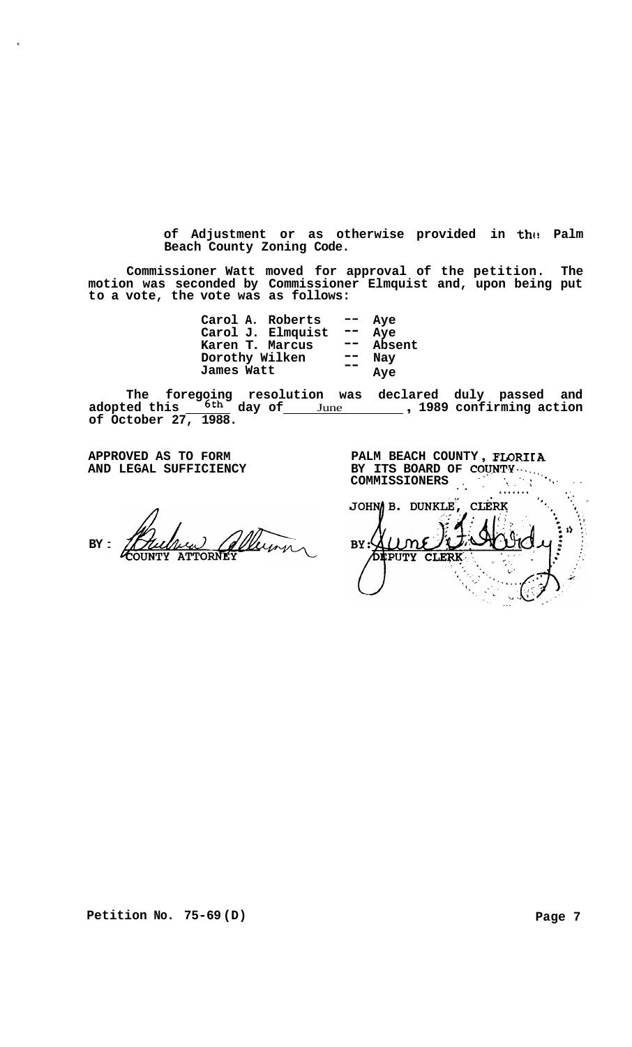of Adjustment or as otherwise provided in the Palm Beach County Zoning Code.

Commissioner Watt moved for approval of the petition. The motion was seconded by Commissioner Elmquist and, upon being put to a vote, the vote was as follows:

| | | |
|---|---|---|
| Carol A. Roberts | -- | Aye |
| Carol J. Elmquist | -- | Aye |
| Karen T. Marcus | -- | Absent |
| Dorothy Wilken | -- | Nay |
| James Watt | -- | Aye |

The foregoing resolution was declared duly passed and adopted this 6th day of June, 1989 confirming action of October 27, 1988.

APPROVED AS TO FORM AND LEGAL SUFFICIENCY

BY: COUNTY ATTORNEY

PALM BEACH COUNTY, FLORIDA BY ITS BOARD OF COUNTY COMMISSIONERS

JOHN B. DUNKLE, CLERK

BY: DEPUTY CLERK

Petition No. 75-69(D)